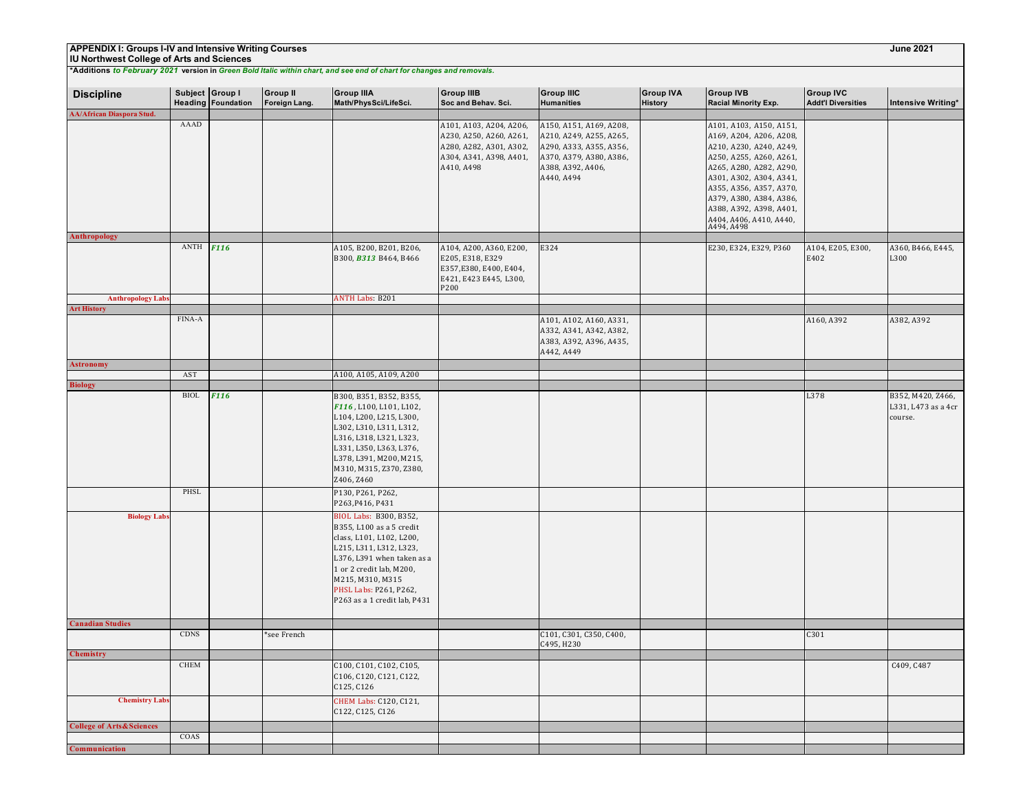**APPENDIX I: Groups I-IV and Intensive Writing Courses** — **June 2021**

**IU Northwest College of Arts and Sciences**

***Additions** ***to February 2021*** **version in** ***Green Bold Italic within chart, and see end of chart for changes and removals.***

| Discipline | Subject Heading | Group I Foundation | Group II Foreign Lang. | Group IIIA Math/PhysSci/LifeSci. | Group IIIB Soc and Behav. Sci. | Group IIIC Humanities | Group IVA History | Group IVB Racial Minority Exp. | Group IVC Addt'l Diversities | Intensive Writing* |
|---|---|---|---|---|---|---|---|---|---|---|
| **AA/African Diaspora Stud.** | | | | | | | | | | |
| | AAAD | | | | A101, A103, A204, A206, A230, A250, A260, A261, A280, A282, A301, A302, A304, A341, A398, A401, A410, A498 | A150, A151, A169, A208, A210, A249, A255, A265, A290, A333, A355, A356, A370, A379, A380, A386, A388, A392, A406, A440, A494 | | A101, A103, A150, A151, A169, A204, A206, A208, A210, A230, A240, A249, A250, A255, A260, A261, A265, A280, A282, A290, A301, A302, A304, A341, A355, A356, A357, A370, A379, A380, A384, A386, A388, A392, A398, A401, A404, A406, A410, A440, A494, A498 | | |
| **Anthropology** | | | | | | | | | | |
| | ANTH | ***F116*** | | A105, B200, B201, B206, B300, ***B313*** B464, B466 | A104, A200, A360, E200, E205, E318, E329 E357, E380, E400, E404, E421, E423 E445, L300, P200 | E324 | | E230, E324, E329, P360 | A104, E205, E300, E402 | A360, B466, E445, L300 |
| **Anthropology Labs** | | | | ANTH Labs: B201 | | | | | | |
| **Art History** | | | | | | | | | | |
| | FINA-A | | | | | A101, A102, A160, A331, A332, A341, A342, A382, A383, A392, A396, A435, A442, A449 | | | A160, A392 | A382, A392 |
| **Astronomy** | | | | | | | | | | |
| | AST | | | A100, A105, A109, A200 | | | | | | |
| **Biology** | | | | | | | | | | |
| | BIOL | ***F116*** | | B300, B351, B352, B355, ***F116***, L100, L101, L102, L104, L200, L215, L300, L302, L310, L311, L312, L316, L318, L321, L323, L331, L350, L363, L376, L378, L391, M200, M215, M310, M315, Z370, Z380, Z406, Z460 | | | | | L378 | B352, M420, Z466, L331, L473 as a 4cr course. |
| | PHSL | | | P130, P261, P262, P263, P416, P431 | | | | | | |
| **Biology Labs** | | | | BIOL Labs: B300, B352, B355, L100 as a 5 credit class, L101, L102, L200, L215, L311, L312, L323, L376, L391 when taken as a 1 or 2 credit lab, M200, M215, M310, M315 PHSL Labs: P261, P262, P263 as a 1 credit lab, P431 | | | | | | |
| **Canadian Studies** | | | | | | | | | | |
| | CDNS | | *see French | | | C101, C301, C350, C400, C495, H230 | | | C301 | |
| **Chemistry** | | | | | | | | | | |
| | CHEM | | | C100, C101, C102, C105, C106, C120, C121, C122, C125, C126 | | | | | | C409, C487 |
| **Chemistry Labs** | | | | CHEM Labs: C120, C121, C122, C125, C126 | | | | | | |
| **College of Arts&Sciences** | | | | | | | | | | |
| | COAS | | | | | | | | | |
| **Communication** | | | | | | | | | | |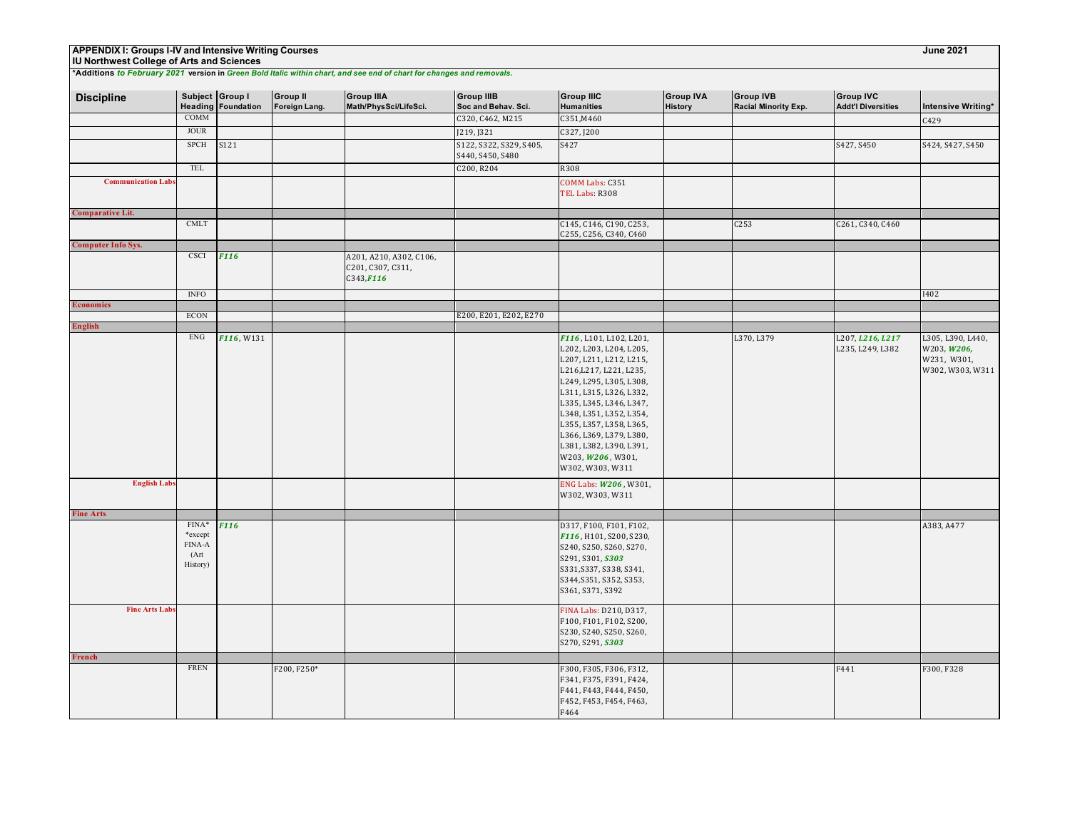**APPENDIX I: Groups I-IV and Intensive Writing Courses** **June 2021**

**IU Northwest College of Arts and Sciences**

**\*Additions *to February 2021* version in *Green Bold Italic within chart, and see end of chart for changes and removals.***

| Discipline | Subject Heading | Group I Foundation | Group II Foreign Lang. | Group IIIA Math/PhysSci/LifeSci. | Group IIIB Soc and Behav. Sci. | Group IIIC Humanities | Group IVA History | Group IVB Racial Minority Exp. | Group IVC Addt'l Diversities | Intensive Writing* |
|---|---|---|---|---|---|---|---|---|---|---|
| | COMM | | | | C320, C462, M215 | C351,M460 | | | | C429 |
| | JOUR | | | | J219, J321 | C327, J200 | | | | |
| | SPCH | S121 | | | S122, S322, S329, S405, S440, S450, S480 | S427 | | | S427, S450 | S424, S427, S450 |
| | TEL | | | | C200, R204 | R308 | | | | |
| Communication Labs | | | | | | COMM Labs: C351 TEL Labs: R308 | | | | |
| **Comparative Lit.** | | | | | | | | | | |
| | CMLT | | | | | C145, C146, C190, C253, C255, C256, C340, C460 | | C253 | C261, C340, C460 | |
| **Computer Info Sys.** | | | | | | | | | | |
| | CSCI | ***F116*** | | A201, A210, A302, C106, C201, C307, C311, C343,***F116*** | | | | | | |
| | INFO | | | | | | | | | I402 |
| **Economics** | | | | | | | | | | |
| | ECON | | | | E200, E201, E202, E270 | | | | | |
| **English** | | | | | | | | | | |
| | ENG | ***F116***, W131 | | | | ***F116***, L101, L102, L201, L202, L203, L204, L205, L207, L211, L212, L215, L216,L217, L221, L235, L249, L295, L305, L308, L311, L315, L326, L332, L335, L345, L346, L347, L348, L351, L352, L354, L355, L357, L358, L365, L366, L369, L379, L380, L381, L382, L390, L391, W203, ***W206***, W301, W302, W303, W311 | | L370, L379 | L207, ***L216, L217*** L235, L249, L382 | L305, L390, L440, W203, ***W206,*** W231, W301, W302, W303, W311 |
| English Labs | | | | | | ENG Labs: ***W206***, W301, W302, W303, W311 | | | | |
| **Fine Arts** | | | | | | | | | | |
| | FINA* *except FINA-A (Art History) | ***F116*** | | | | D317, F100, F101, F102, ***F116***, H101, S200, S230, S240, S250, S260, S270, S291, S301, ***S303*** S331,S337, S338, S341, S344,S351, S352, S353, S361, S371, S392 | | | | A383, A477 |
| Fine Arts Labs | | | | | | FINA Labs: D210, D317, F100, F101, F102, S200, S230, S240, S250, S260, S270, S291, ***S303*** | | | | |
| **French** | | | | | | | | | | |
| | FREN | | F200, F250* | | | F300, F305, F306, F312, F341, F375, F391, F424, F441, F443, F444, F450, F452, F453, F454, F463, F464 | | | F441 | F300, F328 |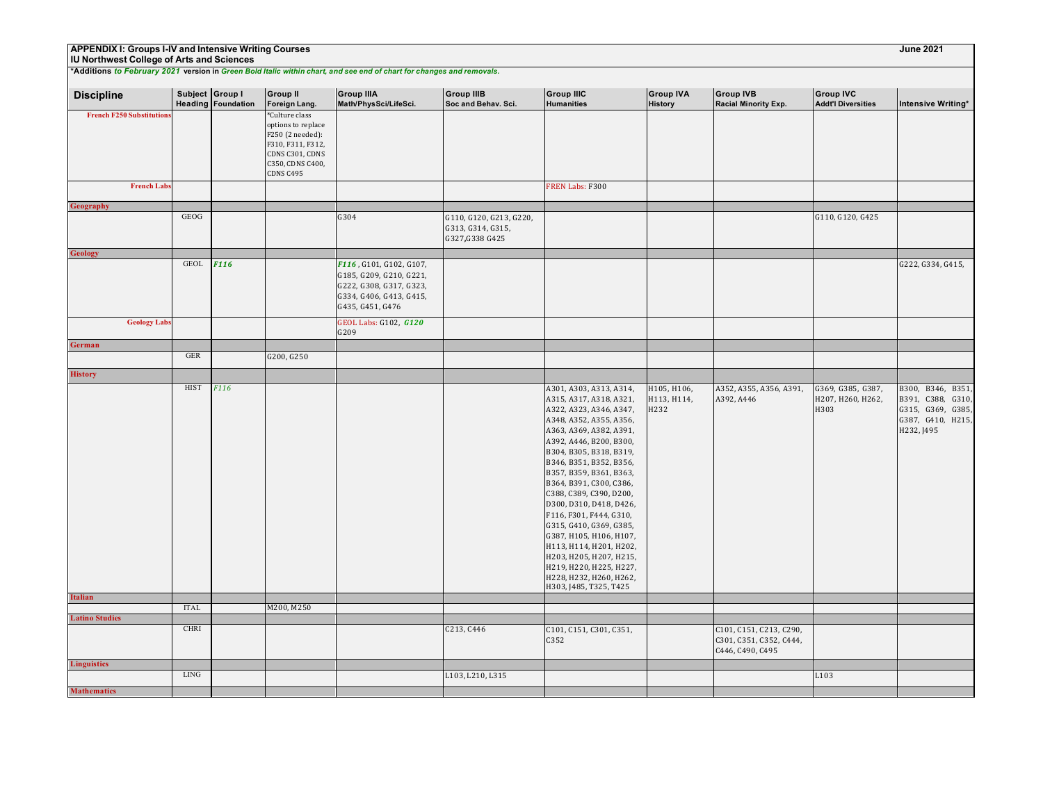**APPENDIX I: Groups I-IV and Intensive Writing Courses** — **June 2021**

**IU Northwest College of Arts and Sciences**

***Additions** ***to February 2021*** **version in** ***Green Bold Italic within chart, and see end of chart for changes and removals.***

| Discipline | Subject Heading | Group I Foundation | Group II Foreign Lang. | Group IIIA Math/PhysSci/LifeSci. | Group IIIB Soc and Behav. Sci. | Group IIIC Humanities | Group IVA History | Group IVB Racial Minority Exp. | Group IVC Addt'l Diversities | Intensive Writing* |
|---|---|---|---|---|---|---|---|---|---|---|
| French F250 Substitutions | | | *Culture class options to replace F250 (2 needed): F310, F311, F312, CDNS C301, CDNS C350, CDNS C400, CDNS C495 | | | | | | | |
| French Labs | | | | | | FREN Labs: F300 | | | | |
| **Geography** | | | | | | | | | | |
| | GEOG | | | G304 | G110, G120, G213, G220, G313, G314, G315, G327,G338 G425 | | | | G110, G120, G425 | |
| **Geology** | | | | | | | | | | |
| | GEOL | ***F116*** | | ***F116*** , G101, G102, G107, G185, G209, G210, G221, G222, G308, G317, G323, G334, G406, G413, G415, G435, G451, G476 | | | | | | G222, G334, G415, |
| Geology Labs | | | | GEOL Labs: G102, ***G120*** G209 | | | | | | |
| **German** | | | | | | | | | | |
| | GER | | G200, G250 | | | | | | | |
| **History** | | | | | | | | | | |
| | HIST | *F116* | | | | A301, A303, A313, A314, A315, A317, A318, A321, A322, A323, A346, A347, A348, A352, A355, A356, A363, A369, A382, A391, A392, A446, B200, B300, B304, B305, B318, B319, B346, B351, B352, B356, B357, B359, B361, B363, B364, B391, C300, C386, C388, C389, C390, D200, D300, D310, D418, D426, F116, F301, F444, G310, G315, G410, G369, G385, G387, H105, H106, H107, H113, H114, H201, H202, H203, H205, H207, H215, H219, H220, H225, H227, H228, H232, H260, H262, H303, J485, T325, T425 | H105, H106, H113, H114, H232 | A352, A355, A356, A391, A392, A446 | G369, G385, G387, H207, H260, H262, H303 | B300, B346, B351, B391, C388, G310, G315, G369, G385, G387, G410, H215, H232, J495 |
| **Italian** | | | | | | | | | | |
| | ITAL | | M200, M250 | | | | | | | |
| **Latino Studies** | | | | | | | | | | |
| | CHRI | | | | C213, C446 | C101, C151, C301, C351, C352 | | C101, C151, C213, C290, C301, C351, C352, C444, C446, C490, C495 | | |
| **Linguistics** | | | | | | | | | | |
| | LING | | | | L103, L210, L315 | | | | L103 | |
| **Mathematics** | | | | | | | | | | |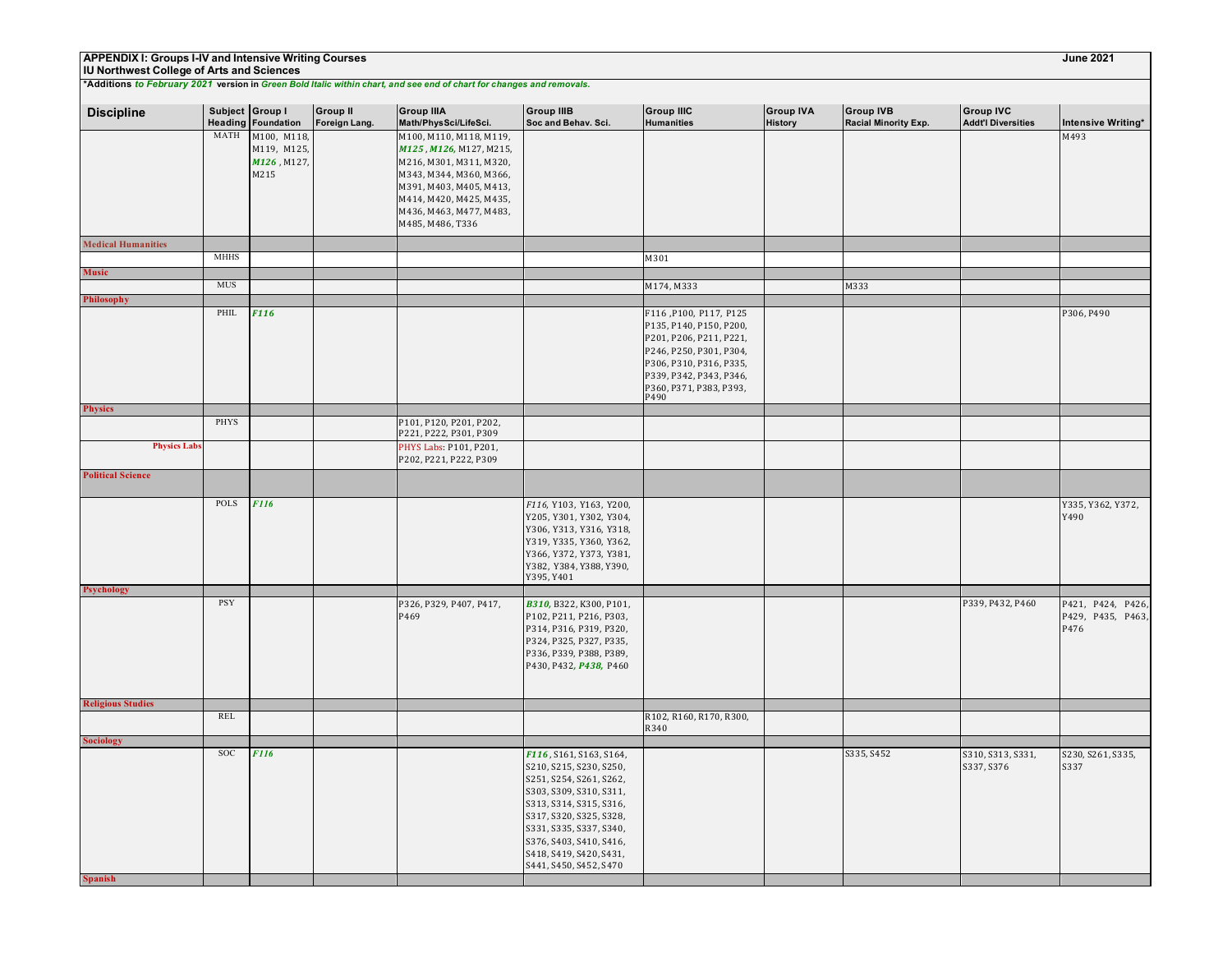**APPENDIX I: Groups I-IV and Intensive Writing Courses** — **June 2021**

**IU Northwest College of Arts and Sciences**

***Additions** ***to February 2021*** **version in** ***Green Bold Italic within chart, and see end of chart for changes and removals.***

| Discipline | Subject Heading | Group I Foundation | Group II Foreign Lang. | Group IIIA Math/PhysSci/LifeSci. | Group IIIB Soc and Behav. Sci. | Group IIIC Humanities | Group IVA History | Group IVB Racial Minority Exp. | Group IVC Addt'l Diversities | Intensive Writing* |
|---|---|---|---|---|---|---|---|---|---|---|
| | MATH | M100, M118, M119, M125, ***M126***, M127, M215 | | M100, M110, M118, M119, ***M125***, ***M126***, M127, M215, M216, M301, M311, M320, M343, M344, M360, M366, M391, M403, M405, M413, M414, M420, M425, M435, M436, M463, M477, M483, M485, M486, T336 | | | | | | M493 |
| **Medical Humanities** | | | | | | | | | | |
| | MHHS | | | | | M301 | | | | |
| **Music** | | | | | | | | | | |
| | MUS | | | | | M174, M333 | | M333 | | |
| **Philosophy** | | | | | | | | | | |
| | PHIL | ***F116*** | | | | F116, P100, P117, P125 P135, P140, P150, P200, P201, P206, P211, P221, P246, P250, P301, P304, P306, P310, P316, P335, P339, P342, P343, P346, P360, P371, P383, P393, P490 | | | | P306, P490 |
| **Physics** | | | | | | | | | | |
| | PHYS | | | P101, P120, P201, P202, P221, P222, P301, P309 | | | | | | |
| Physics Labs | | | | PHYS Labs: P101, P201, P202, P221, P222, P309 | | | | | | |
| **Political Science** | | | | | | | | | | |
| | POLS | ***F116*** | | | *F116*, Y103, Y163, Y200, Y205, Y301, Y302, Y304, Y306, Y313, Y316, Y318, Y319, Y335, Y360, Y362, Y366, Y372, Y373, Y381, Y382, Y384, Y388, Y390, Y395, Y401 | | | | | Y335, Y362, Y372, Y490 |
| **Psychology** | | | | | | | | | | |
| | PSY | | | P326, P329, P407, P417, P469 | ***B310***, B322, K300, P101, P102, P211, P216, P303, P314, P316, P319, P320, P324, P325, P327, P335, P336, P339, P388, P389, P430, P432, ***P438***, P460 | | | | P339, P432, P460 | P421, P424, P426, P429, P435, P463, P476 |
| **Religious Studies** | | | | | | | | | | |
| | REL | | | | | R102, R160, R170, R300, R340 | | | | |
| **Sociology** | | | | | | | | | | |
| | SOC | ***F116*** | | | ***F116***, S161, S163, S164, S210, S215, S230, S250, S251, S254, S261, S262, S303, S309, S310, S311, S313, S314, S315, S316, S317, S320, S325, S328, S331, S335, S337, S340, S376, S403, S410, S416, S418, S419, S420, S431, S441, S450, S452, S470 | | | S335, S452 | S310, S313, S331, S337, S376 | S230, S261, S335, S337 |
| **Spanish** | | | | | | | | | | |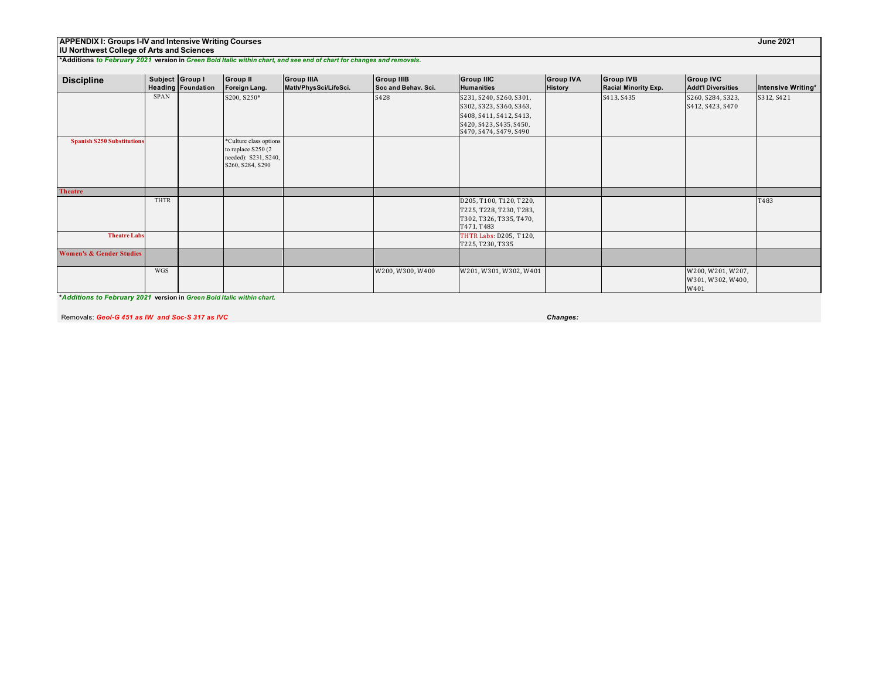**APPENDIX I: Groups I-IV and Intensive Writing Courses** | **June 2021**

**IU Northwest College of Arts and Sciences**

***Additions** ***to February 2021*** **version in** ***Green Bold Italic within chart, and see end of chart for changes and removals.***

| Discipline | Subject Heading | Group I Foundation | Group II Foreign Lang. | Group IIIA Math/PhysSci/LifeSci. | Group IIIB Soc and Behav. Sci. | Group IIIC Humanities | Group IVA History | Group IVB Racial Minority Exp. | Group IVC Addt'l Diversities | Intensive Writing* |
|---|---|---|---|---|---|---|---|---|---|---|
| | SPAN | | S200, S250* | | S428 | S231, S240, S260, S301, S302, S323, S360, S363, S408, S411, S412, S413, S420, S423, S435, S450, S470, S474, S479, S490 | | S413, S435 | S260, S284, S323, S412, S423, S470 | S312, S421 |
| **Spanish S250 Substitutions** | | | *Culture class options to replace S250 (2 needed): S231, S240, S260, S284, S290 | | | | | | | |
| **Theatre** | | | | | | | | | | |
| | THTR | | | | | D205, T100, T120, T220, T225, T228, T230, T283, T302, T326, T335, T470, T471, T483 | | | | T483 |
| **Theatre Labs** | | | | | | THTR Labs: D205, T120, T225, T230, T335 | | | | |
| **Women's & Gender Studies** | | | | | | | | | | |
| | WGS | | | | W200, W300, W400 | W201, W301, W302, W401 | | | W200, W201, W207, W301, W302, W400, W401 | |

****Additions to February 2021*** **version in** ***Green Bold Italic within chart.***

Removals: ***Geol-G 451 as IW and Soc-S 317 as IVC***

***Changes:***